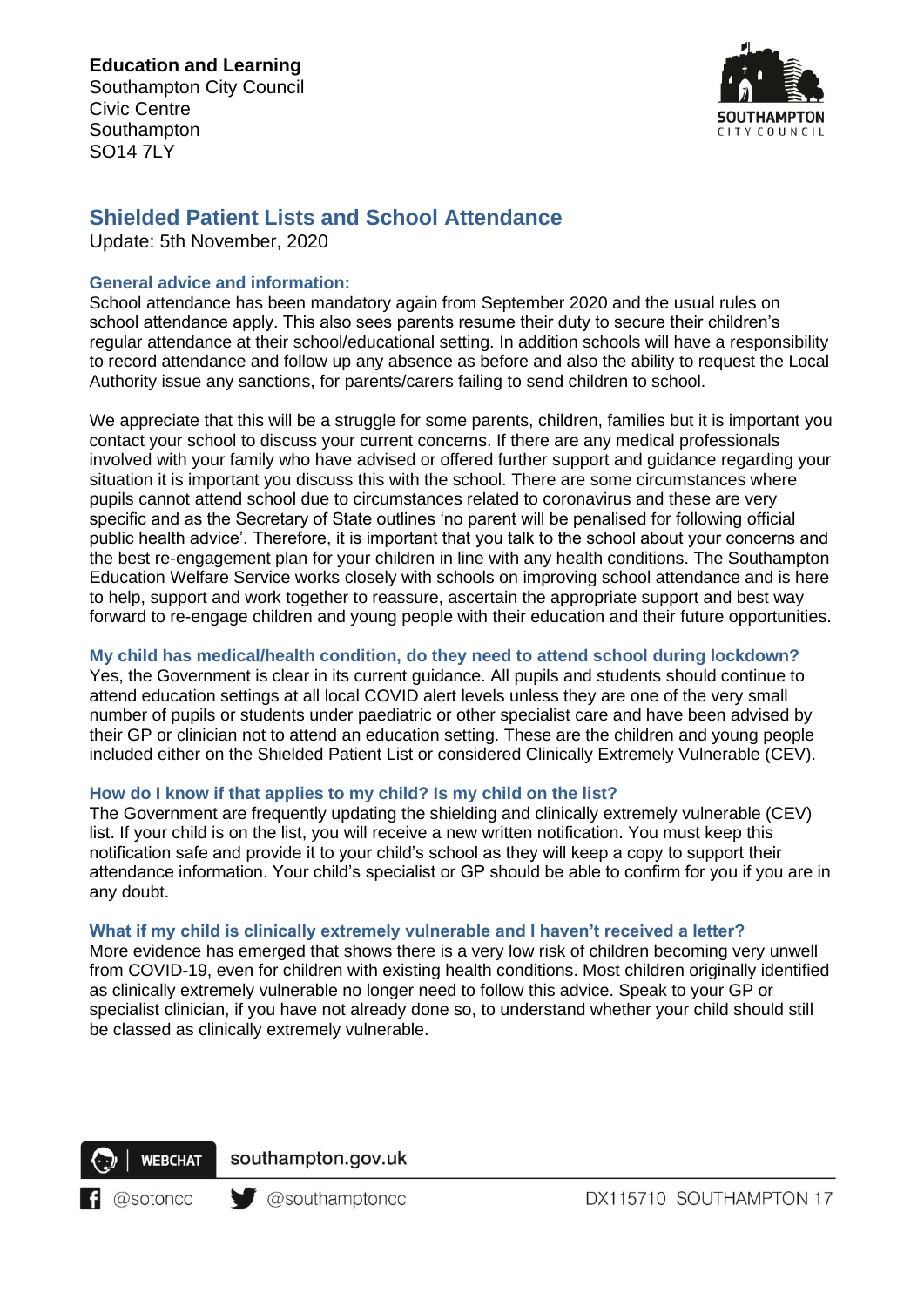**Education and Learning**
Southampton City Council
Civic Centre
Southampton
SO14 7LY

## Shielded Patient Lists and School Attendance

Update: 5th November, 2020

### General advice and information:

School attendance has been mandatory again from September 2020 and the usual rules on school attendance apply. This also sees parents resume their duty to secure their children's regular attendance at their school/educational setting. In addition schools will have a responsibility to record attendance and follow up any absence as before and also the ability to request the Local Authority issue any sanctions, for parents/carers failing to send children to school.

We appreciate that this will be a struggle for some parents, children, families but it is important you contact your school to discuss your current concerns. If there are any medical professionals involved with your family who have advised or offered further support and guidance regarding your situation it is important you discuss this with the school. There are some circumstances where pupils cannot attend school due to circumstances related to coronavirus and these are very specific and as the Secretary of State outlines 'no parent will be penalised for following official public health advice'. Therefore, it is important that you talk to the school about your concerns and the best re-engagement plan for your children in line with any health conditions. The Southampton Education Welfare Service works closely with schools on improving school attendance and is here to help, support and work together to reassure, ascertain the appropriate support and best way forward to re-engage children and young people with their education and their future opportunities.

### My child has medical/health condition, do they need to attend school during lockdown?

Yes, the Government is clear in its current guidance. All pupils and students should continue to attend education settings at all local COVID alert levels unless they are one of the very small number of pupils or students under paediatric or other specialist care and have been advised by their GP or clinician not to attend an education setting. These are the children and young people included either on the Shielded Patient List or considered Clinically Extremely Vulnerable (CEV).

### How do I know if that applies to my child? Is my child on the list?

The Government are frequently updating the shielding and clinically extremely vulnerable (CEV) list. If your child is on the list, you will receive a new written notification. You must keep this notification safe and provide it to your child's school as they will keep a copy to support their attendance information. Your child's specialist or GP should be able to confirm for you if you are in any doubt.

### What if my child is clinically extremely vulnerable and I haven't received a letter?

More evidence has emerged that shows there is a very low risk of children becoming very unwell from COVID-19, even for children with existing health conditions. Most children originally identified as clinically extremely vulnerable no longer need to follow this advice. Speak to your GP or specialist clinician, if you have not already done so, to understand whether your child should still be classed as clinically extremely vulnerable.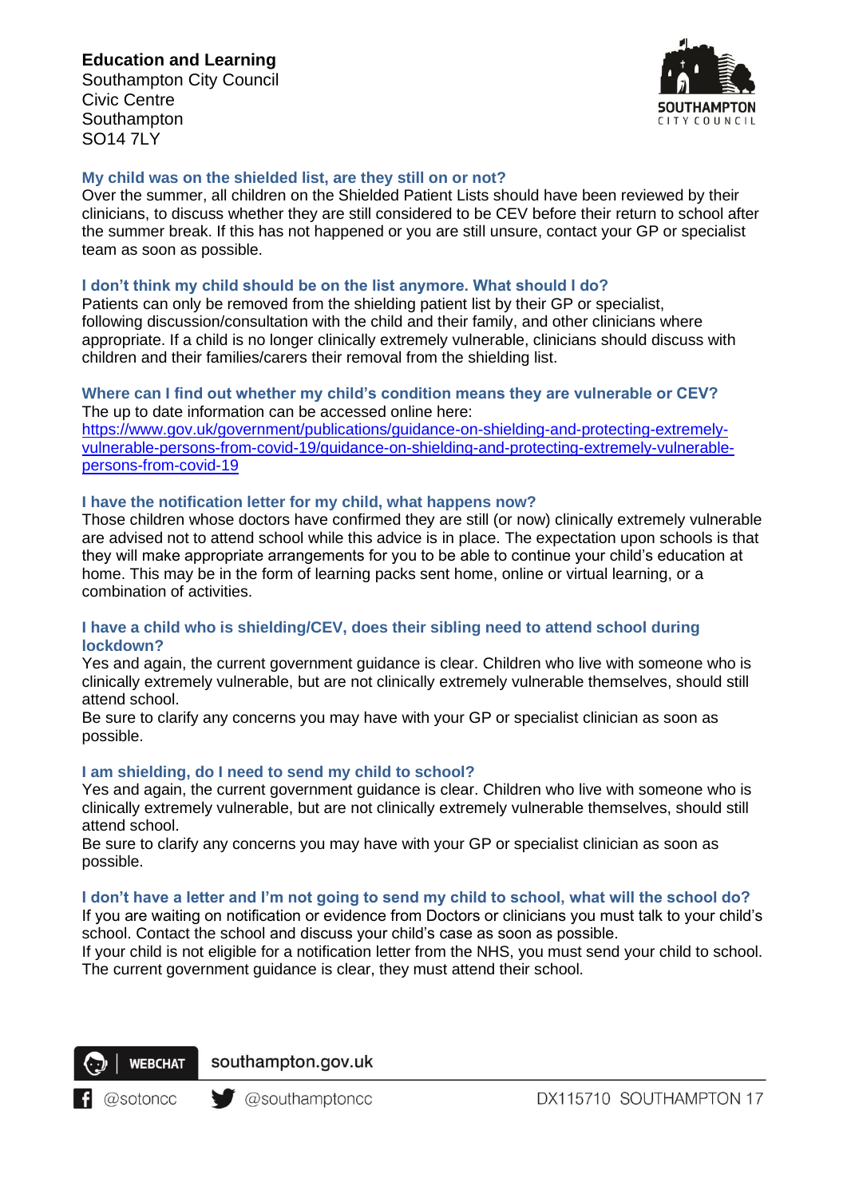**Education and Learning**
Southampton City Council
Civic Centre
Southampton
SO14 7LY

### My child was on the shielded list, are they still on or not?

Over the summer, all children on the Shielded Patient Lists should have been reviewed by their clinicians, to discuss whether they are still considered to be CEV before their return to school after the summer break. If this has not happened or you are still unsure, contact your GP or specialist team as soon as possible.

### I don't think my child should be on the list anymore. What should I do?

Patients can only be removed from the shielding patient list by their GP or specialist, following discussion/consultation with the child and their family, and other clinicians where appropriate. If a child is no longer clinically extremely vulnerable, clinicians should discuss with children and their families/carers their removal from the shielding list.

### Where can I find out whether my child's condition means they are vulnerable or CEV?

The up to date information can be accessed online here:
https://www.gov.uk/government/publications/guidance-on-shielding-and-protecting-extremely-vulnerable-persons-from-covid-19/guidance-on-shielding-and-protecting-extremely-vulnerable-persons-from-covid-19

### I have the notification letter for my child, what happens now?

Those children whose doctors have confirmed they are still (or now) clinically extremely vulnerable are advised not to attend school while this advice is in place. The expectation upon schools is that they will make appropriate arrangements for you to be able to continue your child's education at home. This may be in the form of learning packs sent home, online or virtual learning, or a combination of activities.

### I have a child who is shielding/CEV, does their sibling need to attend school during lockdown?

Yes and again, the current government guidance is clear. Children who live with someone who is clinically extremely vulnerable, but are not clinically extremely vulnerable themselves, should still attend school.
Be sure to clarify any concerns you may have with your GP or specialist clinician as soon as possible.

### I am shielding, do I need to send my child to school?

Yes and again, the current government guidance is clear. Children who live with someone who is clinically extremely vulnerable, but are not clinically extremely vulnerable themselves, should still attend school.
Be sure to clarify any concerns you may have with your GP or specialist clinician as soon as possible.

### I don't have a letter and I'm not going to send my child to school, what will the school do?

If you are waiting on notification or evidence from Doctors or clinicians you must talk to your child's school. Contact the school and discuss your child's case as soon as possible.
If your child is not eligible for a notification letter from the NHS, you must send your child to school. The current government guidance is clear, they must attend their school.

WEBCHAT southampton.gov.uk

@sotoncc @southamptoncc DX115710 SOUTHAMPTON 17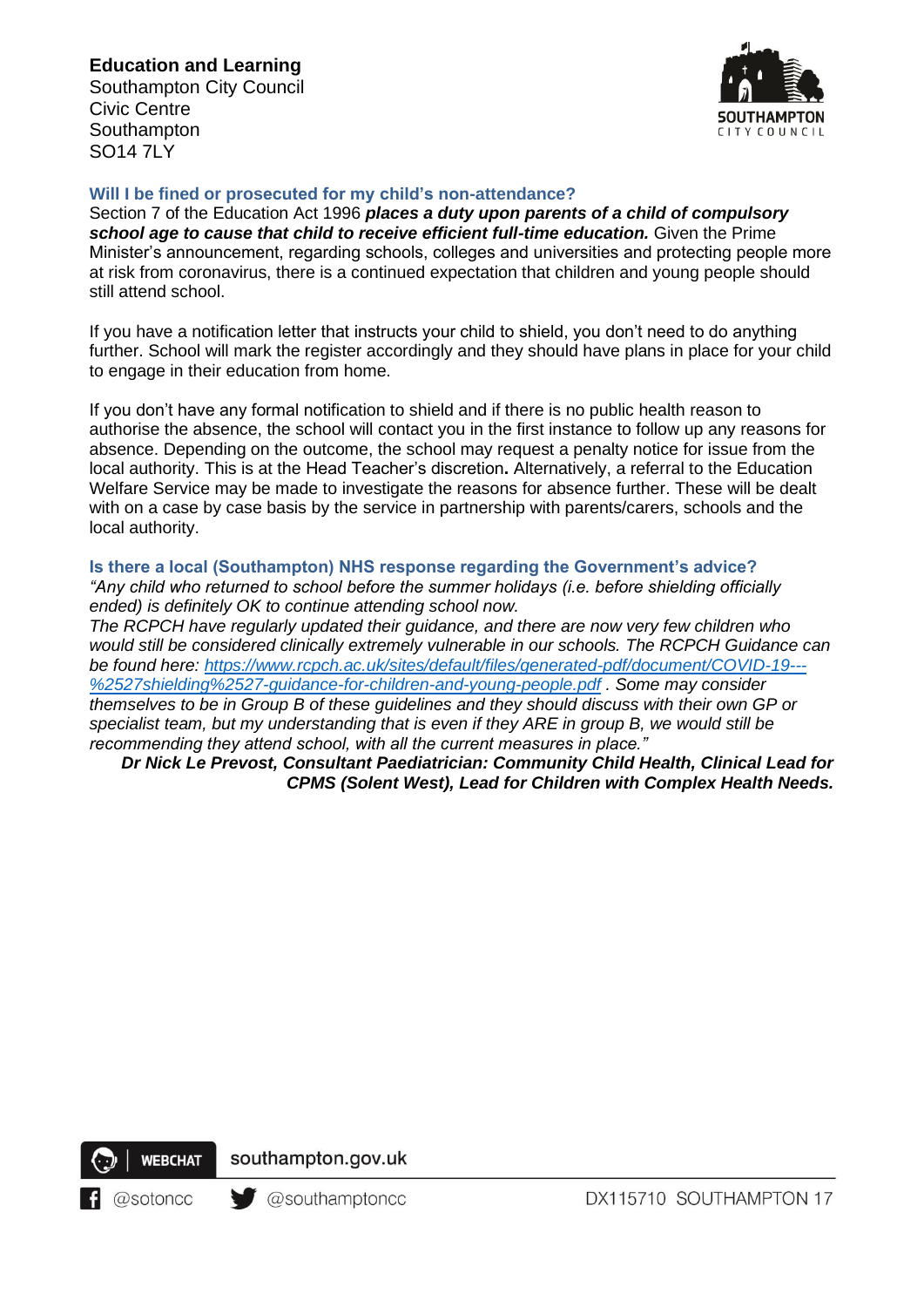**Education and Learning**
Southampton City Council
Civic Centre
Southampton
SO14 7LY

### Will I be fined or prosecuted for my child's non-attendance?

Section 7 of the Education Act 1996 ***places a duty upon parents of a child of compulsory school age to cause that child to receive efficient full-time education.*** Given the Prime Minister's announcement, regarding schools, colleges and universities and protecting people more at risk from coronavirus, there is a continued expectation that children and young people should still attend school.

If you have a notification letter that instructs your child to shield, you don't need to do anything further. School will mark the register accordingly and they should have plans in place for your child to engage in their education from home.

If you don't have any formal notification to shield and if there is no public health reason to authorise the absence, the school will contact you in the first instance to follow up any reasons for absence. Depending on the outcome, the school may request a penalty notice for issue from the local authority. This is at the Head Teacher's discretion**.** Alternatively, a referral to the Education Welfare Service may be made to investigate the reasons for absence further. These will be dealt with on a case by case basis by the service in partnership with parents/carers, schools and the local authority.

### Is there a local (Southampton) NHS response regarding the Government's advice?

*"Any child who returned to school before the summer holidays (i.e. before shielding officially ended) is definitely OK to continue attending school now.*
*The RCPCH have regularly updated their guidance, and there are now very few children who would still be considered clinically extremely vulnerable in our schools. The RCPCH Guidance can be found here: [https://www.rcpch.ac.uk/sites/default/files/generated-pdf/document/COVID-19---%2527shielding%2527-guidance-for-children-and-young-people.pdf](https://www.rcpch.ac.uk/sites/default/files/generated-pdf/document/COVID-19---%2527shielding%2527-guidance-for-children-and-young-people.pdf) . Some may consider themselves to be in Group B of these guidelines and they should discuss with their own GP or specialist team, but my understanding that is even if they ARE in group B, we would still be recommending they attend school, with all the current measures in place."*

***Dr Nick Le Prevost, Consultant Paediatrician: Community Child Health, Clinical Lead for CPMS (Solent West), Lead for Children with Complex Health Needs.***

WEBCHAT southampton.gov.uk
@sotoncc @southamptoncc DX115710 SOUTHAMPTON 17